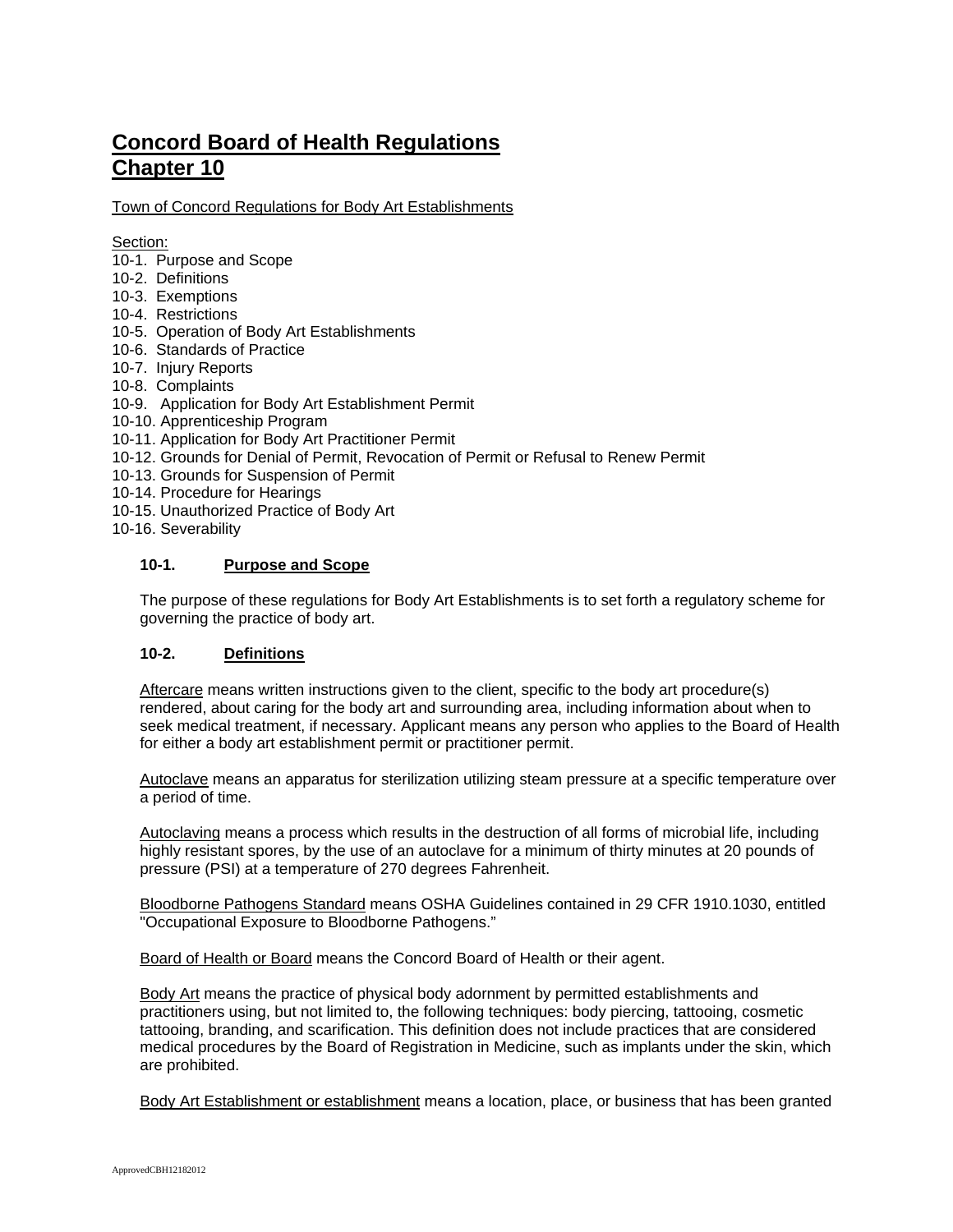# Concord Board of Health Regulations
# Chapter 10

Town of Concord Regulations for Body Art Establishments

Section:

10-1. Purpose and Scope
10-2. Definitions
10-3. Exemptions
10-4. Restrictions
10-5. Operation of Body Art Establishments
10-6. Standards of Practice
10-7. Injury Reports
10-8. Complaints
10-9. Application for Body Art Establishment Permit
10-10. Apprenticeship Program
10-11. Application for Body Art Practitioner Permit
10-12. Grounds for Denial of Permit, Revocation of Permit or Refusal to Renew Permit
10-13. Grounds for Suspension of Permit
10-14. Procedure for Hearings
10-15. Unauthorized Practice of Body Art
10-16. Severability

### 10-1. Purpose and Scope

The purpose of these regulations for Body Art Establishments is to set forth a regulatory scheme for governing the practice of body art.

### 10-2. Definitions

Aftercare means written instructions given to the client, specific to the body art procedure(s) rendered, about caring for the body art and surrounding area, including information about when to seek medical treatment, if necessary. Applicant means any person who applies to the Board of Health for either a body art establishment permit or practitioner permit.

Autoclave means an apparatus for sterilization utilizing steam pressure at a specific temperature over a period of time.

Autoclaving means a process which results in the destruction of all forms of microbial life, including highly resistant spores, by the use of an autoclave for a minimum of thirty minutes at 20 pounds of pressure (PSI) at a temperature of 270 degrees Fahrenheit.

Bloodborne Pathogens Standard means OSHA Guidelines contained in 29 CFR 1910.1030, entitled "Occupational Exposure to Bloodborne Pathogens."

Board of Health or Board means the Concord Board of Health or their agent.

Body Art means the practice of physical body adornment by permitted establishments and practitioners using, but not limited to, the following techniques: body piercing, tattooing, cosmetic tattooing, branding, and scarification. This definition does not include practices that are considered medical procedures by the Board of Registration in Medicine, such as implants under the skin, which are prohibited.

Body Art Establishment or establishment means a location, place, or business that has been granted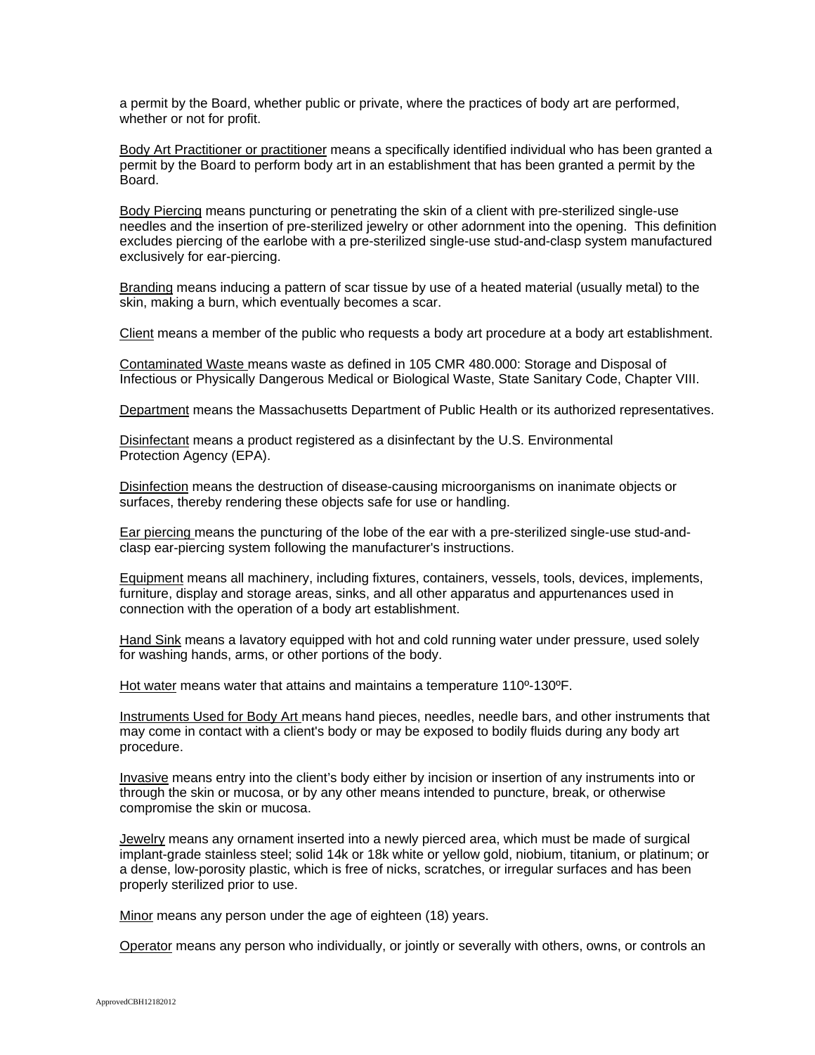a permit by the Board, whether public or private, where the practices of body art are performed, whether or not for profit.

Body Art Practitioner or practitioner means a specifically identified individual who has been granted a permit by the Board to perform body art in an establishment that has been granted a permit by the Board.

Body Piercing means puncturing or penetrating the skin of a client with pre-sterilized single-use needles and the insertion of pre-sterilized jewelry or other adornment into the opening. This definition excludes piercing of the earlobe with a pre-sterilized single-use stud-and-clasp system manufactured exclusively for ear-piercing.

Branding means inducing a pattern of scar tissue by use of a heated material (usually metal) to the skin, making a burn, which eventually becomes a scar.

Client means a member of the public who requests a body art procedure at a body art establishment.

Contaminated Waste means waste as defined in 105 CMR 480.000: Storage and Disposal of Infectious or Physically Dangerous Medical or Biological Waste, State Sanitary Code, Chapter VIII.

Department means the Massachusetts Department of Public Health or its authorized representatives.

Disinfectant means a product registered as a disinfectant by the U.S. Environmental Protection Agency (EPA).

Disinfection means the destruction of disease-causing microorganisms on inanimate objects or surfaces, thereby rendering these objects safe for use or handling.

Ear piercing means the puncturing of the lobe of the ear with a pre-sterilized single-use stud-and-clasp ear-piercing system following the manufacturer's instructions.

Equipment means all machinery, including fixtures, containers, vessels, tools, devices, implements, furniture, display and storage areas, sinks, and all other apparatus and appurtenances used in connection with the operation of a body art establishment.

Hand Sink means a lavatory equipped with hot and cold running water under pressure, used solely for washing hands, arms, or other portions of the body.

Hot water means water that attains and maintains a temperature 110º-130ºF.

Instruments Used for Body Art means hand pieces, needles, needle bars, and other instruments that may come in contact with a client's body or may be exposed to bodily fluids during any body art procedure.

Invasive means entry into the client's body either by incision or insertion of any instruments into or through the skin or mucosa, or by any other means intended to puncture, break, or otherwise compromise the skin or mucosa.

Jewelry means any ornament inserted into a newly pierced area, which must be made of surgical implant-grade stainless steel; solid 14k or 18k white or yellow gold, niobium, titanium, or platinum; or a dense, low-porosity plastic, which is free of nicks, scratches, or irregular surfaces and has been properly sterilized prior to use.

Minor means any person under the age of eighteen (18) years.

Operator means any person who individually, or jointly or severally with others, owns, or controls an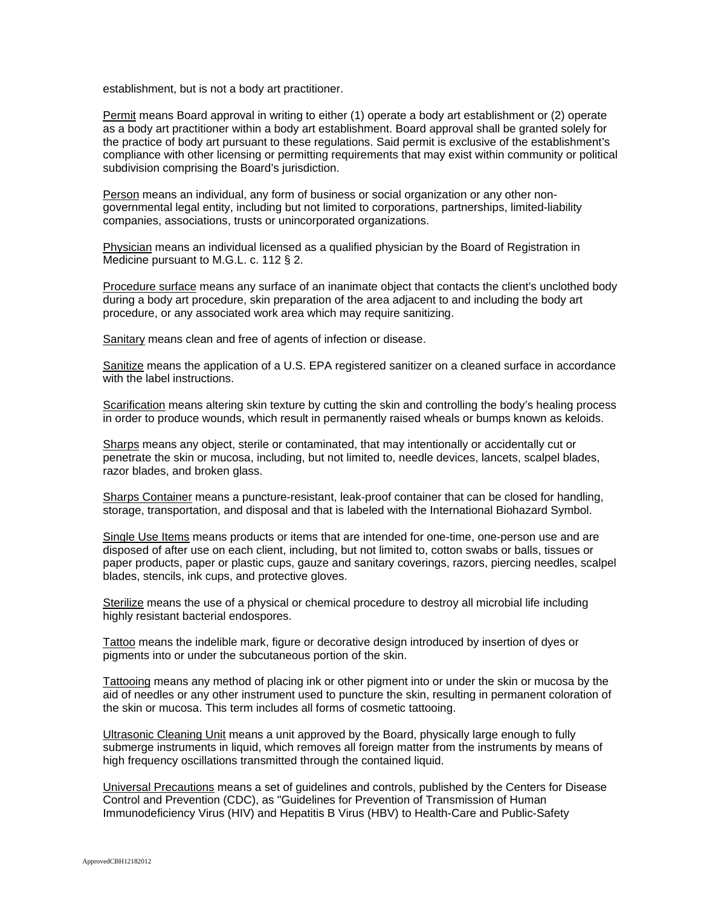establishment, but is not a body art practitioner.

Permit means Board approval in writing to either (1) operate a body art establishment or (2) operate as a body art practitioner within a body art establishment. Board approval shall be granted solely for the practice of body art pursuant to these regulations. Said permit is exclusive of the establishment's compliance with other licensing or permitting requirements that may exist within community or political subdivision comprising the Board's jurisdiction.

Person means an individual, any form of business or social organization or any other non-governmental legal entity, including but not limited to corporations, partnerships, limited-liability companies, associations, trusts or unincorporated organizations.

Physician means an individual licensed as a qualified physician by the Board of Registration in Medicine pursuant to M.G.L. c. 112 § 2.

Procedure surface means any surface of an inanimate object that contacts the client's unclothed body during a body art procedure, skin preparation of the area adjacent to and including the body art procedure, or any associated work area which may require sanitizing.

Sanitary means clean and free of agents of infection or disease.

Sanitize means the application of a U.S. EPA registered sanitizer on a cleaned surface in accordance with the label instructions.

Scarification means altering skin texture by cutting the skin and controlling the body's healing process in order to produce wounds, which result in permanently raised wheals or bumps known as keloids.

Sharps means any object, sterile or contaminated, that may intentionally or accidentally cut or penetrate the skin or mucosa, including, but not limited to, needle devices, lancets, scalpel blades, razor blades, and broken glass.

Sharps Container means a puncture-resistant, leak-proof container that can be closed for handling, storage, transportation, and disposal and that is labeled with the International Biohazard Symbol.

Single Use Items means products or items that are intended for one-time, one-person use and are disposed of after use on each client, including, but not limited to, cotton swabs or balls, tissues or paper products, paper or plastic cups, gauze and sanitary coverings, razors, piercing needles, scalpel blades, stencils, ink cups, and protective gloves.

Sterilize means the use of a physical or chemical procedure to destroy all microbial life including highly resistant bacterial endospores.

Tattoo means the indelible mark, figure or decorative design introduced by insertion of dyes or pigments into or under the subcutaneous portion of the skin.

Tattooing means any method of placing ink or other pigment into or under the skin or mucosa by the aid of needles or any other instrument used to puncture the skin, resulting in permanent coloration of the skin or mucosa. This term includes all forms of cosmetic tattooing.

Ultrasonic Cleaning Unit means a unit approved by the Board, physically large enough to fully submerge instruments in liquid, which removes all foreign matter from the instruments by means of high frequency oscillations transmitted through the contained liquid.

Universal Precautions means a set of guidelines and controls, published by the Centers for Disease Control and Prevention (CDC), as "Guidelines for Prevention of Transmission of Human Immunodeficiency Virus (HIV) and Hepatitis B Virus (HBV) to Health-Care and Public-Safety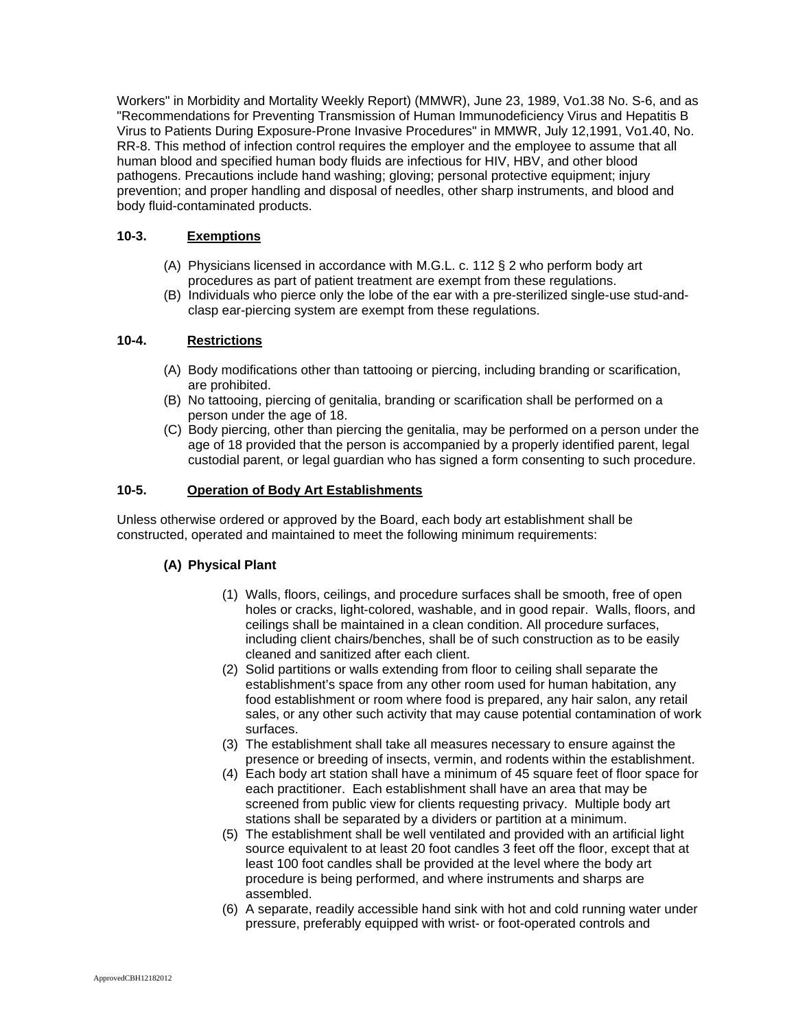Workers" in Morbidity and Mortality Weekly Report) (MMWR), June 23, 1989, Vo1.38 No. S-6, and as "Recommendations for Preventing Transmission of Human Immunodeficiency Virus and Hepatitis B Virus to Patients During Exposure-Prone Invasive Procedures" in MMWR, July 12,1991, Vo1.40, No. RR-8. This method of infection control requires the employer and the employee to assume that all human blood and specified human body fluids are infectious for HIV, HBV, and other blood pathogens. Precautions include hand washing; gloving; personal protective equipment; injury prevention; and proper handling and disposal of needles, other sharp instruments, and blood and body fluid-contaminated products.

### 10-3. Exemptions

(A) Physicians licensed in accordance with M.G.L. c. 112 § 2 who perform body art procedures as part of patient treatment are exempt from these regulations.

(B) Individuals who pierce only the lobe of the ear with a pre-sterilized single-use stud-and-clasp ear-piercing system are exempt from these regulations.

### 10-4. Restrictions

(A) Body modifications other than tattooing or piercing, including branding or scarification, are prohibited.

(B) No tattooing, piercing of genitalia, branding or scarification shall be performed on a person under the age of 18.

(C) Body piercing, other than piercing the genitalia, may be performed on a person under the age of 18 provided that the person is accompanied by a properly identified parent, legal custodial parent, or legal guardian who has signed a form consenting to such procedure.

### 10-5. Operation of Body Art Establishments

Unless otherwise ordered or approved by the Board, each body art establishment shall be constructed, operated and maintained to meet the following minimum requirements:

**(A) Physical Plant**

(1) Walls, floors, ceilings, and procedure surfaces shall be smooth, free of open holes or cracks, light-colored, washable, and in good repair. Walls, floors, and ceilings shall be maintained in a clean condition. All procedure surfaces, including client chairs/benches, shall be of such construction as to be easily cleaned and sanitized after each client.

(2) Solid partitions or walls extending from floor to ceiling shall separate the establishment's space from any other room used for human habitation, any food establishment or room where food is prepared, any hair salon, any retail sales, or any other such activity that may cause potential contamination of work surfaces.

(3) The establishment shall take all measures necessary to ensure against the presence or breeding of insects, vermin, and rodents within the establishment.

(4) Each body art station shall have a minimum of 45 square feet of floor space for each practitioner. Each establishment shall have an area that may be screened from public view for clients requesting privacy. Multiple body art stations shall be separated by a dividers or partition at a minimum.

(5) The establishment shall be well ventilated and provided with an artificial light source equivalent to at least 20 foot candles 3 feet off the floor, except that at least 100 foot candles shall be provided at the level where the body art procedure is being performed, and where instruments and sharps are assembled.

(6) A separate, readily accessible hand sink with hot and cold running water under pressure, preferably equipped with wrist- or foot-operated controls and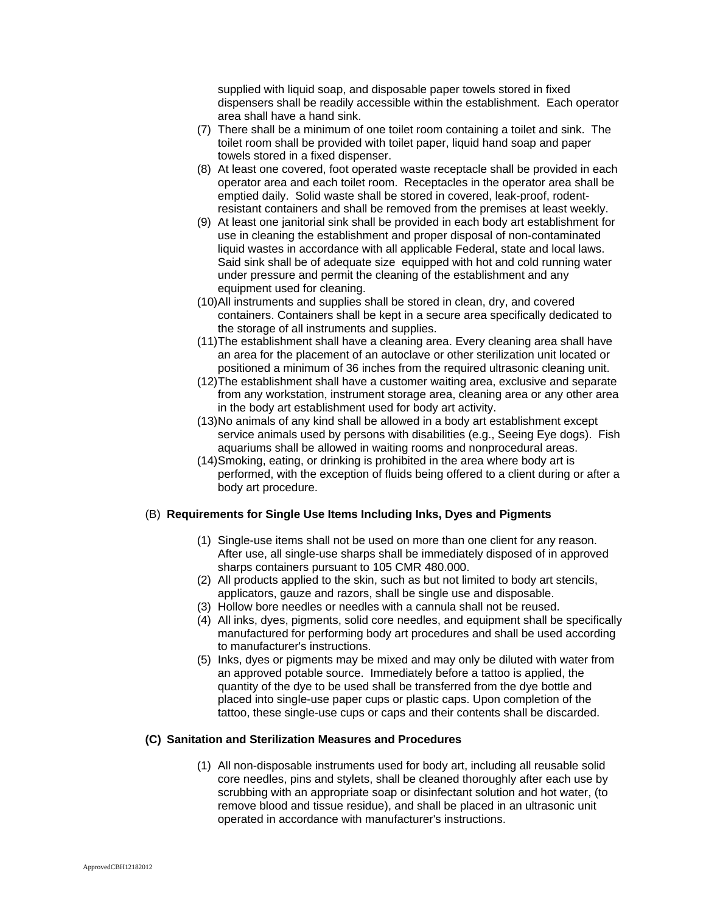supplied with liquid soap, and disposable paper towels stored in fixed dispensers shall be readily accessible within the establishment. Each operator area shall have a hand sink.

(7) There shall be a minimum of one toilet room containing a toilet and sink. The toilet room shall be provided with toilet paper, liquid hand soap and paper towels stored in a fixed dispenser.

(8) At least one covered, foot operated waste receptacle shall be provided in each operator area and each toilet room. Receptacles in the operator area shall be emptied daily. Solid waste shall be stored in covered, leak-proof, rodent-resistant containers and shall be removed from the premises at least weekly.

(9) At least one janitorial sink shall be provided in each body art establishment for use in cleaning the establishment and proper disposal of non-contaminated liquid wastes in accordance with all applicable Federal, state and local laws. Said sink shall be of adequate size equipped with hot and cold running water under pressure and permit the cleaning of the establishment and any equipment used for cleaning.

(10) All instruments and supplies shall be stored in clean, dry, and covered containers. Containers shall be kept in a secure area specifically dedicated to the storage of all instruments and supplies.

(11) The establishment shall have a cleaning area. Every cleaning area shall have an area for the placement of an autoclave or other sterilization unit located or positioned a minimum of 36 inches from the required ultrasonic cleaning unit.

(12) The establishment shall have a customer waiting area, exclusive and separate from any workstation, instrument storage area, cleaning area or any other area in the body art establishment used for body art activity.

(13) No animals of any kind shall be allowed in a body art establishment except service animals used by persons with disabilities (e.g., Seeing Eye dogs). Fish aquariums shall be allowed in waiting rooms and nonprocedural areas.

(14) Smoking, eating, or drinking is prohibited in the area where body art is performed, with the exception of fluids being offered to a client during or after a body art procedure.

(B) **Requirements for Single Use Items Including Inks, Dyes and Pigments**

(1) Single-use items shall not be used on more than one client for any reason. After use, all single-use sharps shall be immediately disposed of in approved sharps containers pursuant to 105 CMR 480.000.

(2) All products applied to the skin, such as but not limited to body art stencils, applicators, gauze and razors, shall be single use and disposable.

(3) Hollow bore needles or needles with a cannula shall not be reused.

(4) All inks, dyes, pigments, solid core needles, and equipment shall be specifically manufactured for performing body art procedures and shall be used according to manufacturer's instructions.

(5) Inks, dyes or pigments may be mixed and may only be diluted with water from an approved potable source. Immediately before a tattoo is applied, the quantity of the dye to be used shall be transferred from the dye bottle and placed into single-use paper cups or plastic caps. Upon completion of the tattoo, these single-use cups or caps and their contents shall be discarded.

**(C) Sanitation and Sterilization Measures and Procedures**

(1) All non-disposable instruments used for body art, including all reusable solid core needles, pins and stylets, shall be cleaned thoroughly after each use by scrubbing with an appropriate soap or disinfectant solution and hot water, (to remove blood and tissue residue), and shall be placed in an ultrasonic unit operated in accordance with manufacturer's instructions.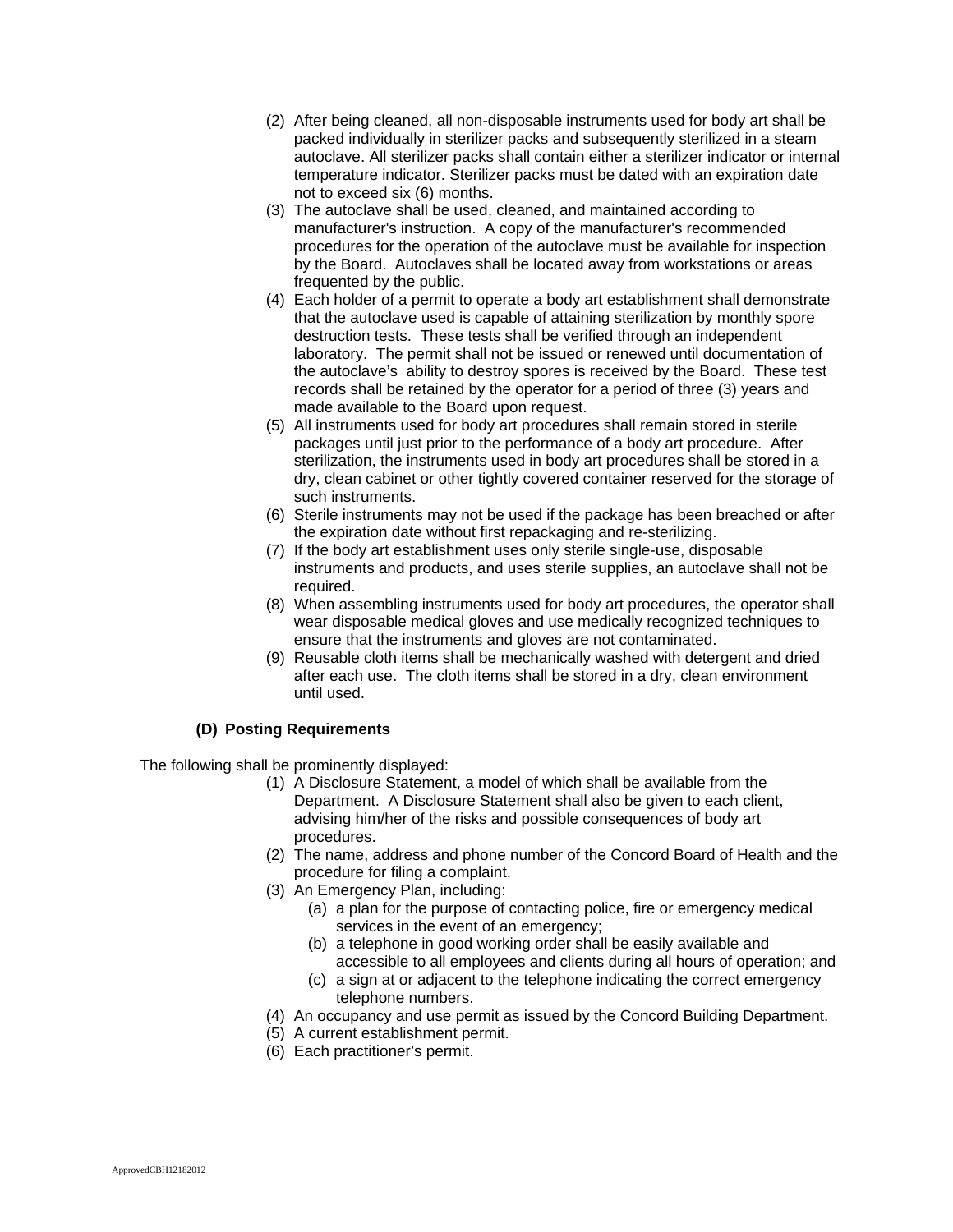(2) After being cleaned, all non-disposable instruments used for body art shall be packed individually in sterilizer packs and subsequently sterilized in a steam autoclave. All sterilizer packs shall contain either a sterilizer indicator or internal temperature indicator. Sterilizer packs must be dated with an expiration date not to exceed six (6) months.

(3) The autoclave shall be used, cleaned, and maintained according to manufacturer's instruction. A copy of the manufacturer's recommended procedures for the operation of the autoclave must be available for inspection by the Board. Autoclaves shall be located away from workstations or areas frequented by the public.

(4) Each holder of a permit to operate a body art establishment shall demonstrate that the autoclave used is capable of attaining sterilization by monthly spore destruction tests. These tests shall be verified through an independent laboratory. The permit shall not be issued or renewed until documentation of the autoclave's ability to destroy spores is received by the Board. These test records shall be retained by the operator for a period of three (3) years and made available to the Board upon request.

(5) All instruments used for body art procedures shall remain stored in sterile packages until just prior to the performance of a body art procedure. After sterilization, the instruments used in body art procedures shall be stored in a dry, clean cabinet or other tightly covered container reserved for the storage of such instruments.

(6) Sterile instruments may not be used if the package has been breached or after the expiration date without first repackaging and re-sterilizing.

(7) If the body art establishment uses only sterile single-use, disposable instruments and products, and uses sterile supplies, an autoclave shall not be required.

(8) When assembling instruments used for body art procedures, the operator shall wear disposable medical gloves and use medically recognized techniques to ensure that the instruments and gloves are not contaminated.

(9) Reusable cloth items shall be mechanically washed with detergent and dried after each use. The cloth items shall be stored in a dry, clean environment until used.

**(D) Posting Requirements**

The following shall be prominently displayed:

(1) A Disclosure Statement, a model of which shall be available from the Department. A Disclosure Statement shall also be given to each client, advising him/her of the risks and possible consequences of body art procedures.

(2) The name, address and phone number of the Concord Board of Health and the procedure for filing a complaint.

(3) An Emergency Plan, including:

   (a) a plan for the purpose of contacting police, fire or emergency medical services in the event of an emergency;

   (b) a telephone in good working order shall be easily available and accessible to all employees and clients during all hours of operation; and

   (c) a sign at or adjacent to the telephone indicating the correct emergency telephone numbers.

(4) An occupancy and use permit as issued by the Concord Building Department.

(5) A current establishment permit.

(6) Each practitioner's permit.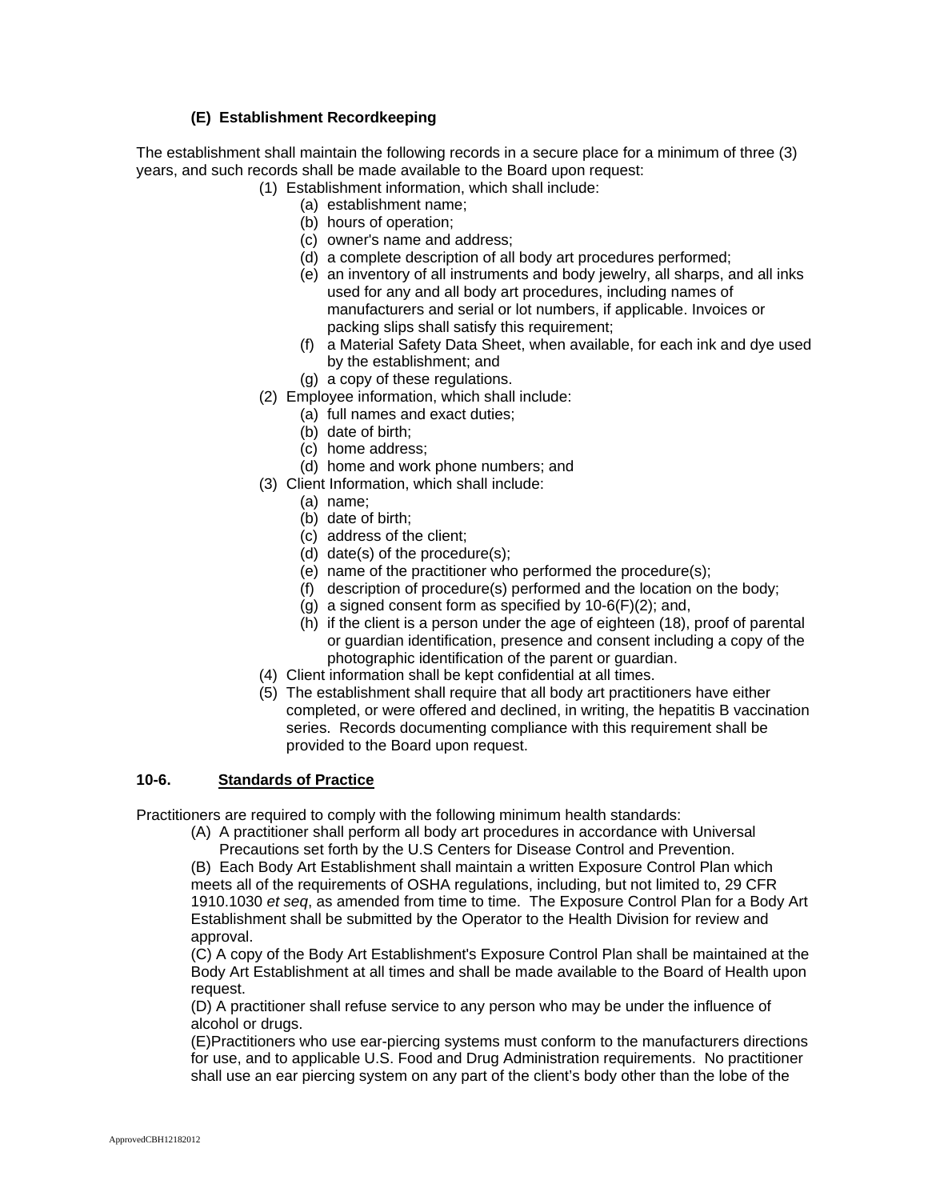**(E) Establishment Recordkeeping**

The establishment shall maintain the following records in a secure place for a minimum of three (3) years, and such records shall be made available to the Board upon request:

(1) Establishment information, which shall include:
  - (a) establishment name;
  - (b) hours of operation;
  - (c) owner's name and address;
  - (d) a complete description of all body art procedures performed;
  - (e) an inventory of all instruments and body jewelry, all sharps, and all inks used for any and all body art procedures, including names of manufacturers and serial or lot numbers, if applicable. Invoices or packing slips shall satisfy this requirement;
  - (f) a Material Safety Data Sheet, when available, for each ink and dye used by the establishment; and
  - (g) a copy of these regulations.

(2) Employee information, which shall include:
  - (a) full names and exact duties;
  - (b) date of birth;
  - (c) home address;
  - (d) home and work phone numbers; and

(3) Client Information, which shall include:
  - (a) name;
  - (b) date of birth;
  - (c) address of the client;
  - (d) date(s) of the procedure(s);
  - (e) name of the practitioner who performed the procedure(s);
  - (f) description of procedure(s) performed and the location on the body;
  - (g) a signed consent form as specified by 10-6(F)(2); and,
  - (h) if the client is a person under the age of eighteen (18), proof of parental or guardian identification, presence and consent including a copy of the photographic identification of the parent or guardian.

(4) Client information shall be kept confidential at all times.

(5) The establishment shall require that all body art practitioners have either completed, or were offered and declined, in writing, the hepatitis B vaccination series. Records documenting compliance with this requirement shall be provided to the Board upon request.

## 10-6. Standards of Practice

Practitioners are required to comply with the following minimum health standards:

(A) A practitioner shall perform all body art procedures in accordance with Universal Precautions set forth by the U.S Centers for Disease Control and Prevention.

(B) Each Body Art Establishment shall maintain a written Exposure Control Plan which meets all of the requirements of OSHA regulations, including, but not limited to, 29 CFR 1910.1030 *et seq*, as amended from time to time. The Exposure Control Plan for a Body Art Establishment shall be submitted by the Operator to the Health Division for review and approval.

(C) A copy of the Body Art Establishment's Exposure Control Plan shall be maintained at the Body Art Establishment at all times and shall be made available to the Board of Health upon request.

(D) A practitioner shall refuse service to any person who may be under the influence of alcohol or drugs.

(E)Practitioners who use ear-piercing systems must conform to the manufacturers directions for use, and to applicable U.S. Food and Drug Administration requirements. No practitioner shall use an ear piercing system on any part of the client's body other than the lobe of the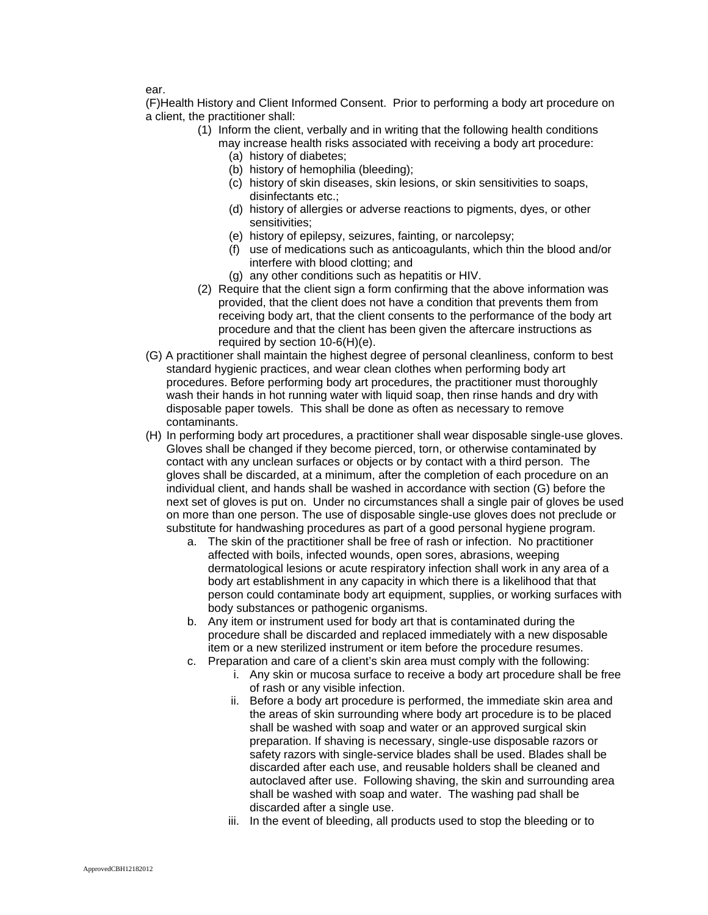ear.

(F)Health History and Client Informed Consent. Prior to performing a body art procedure on a client, the practitioner shall:

(1) Inform the client, verbally and in writing that the following health conditions may increase health risks associated with receiving a body art procedure:
   (a) history of diabetes;
   (b) history of hemophilia (bleeding);
   (c) history of skin diseases, skin lesions, or skin sensitivities to soaps, disinfectants etc.;
   (d) history of allergies or adverse reactions to pigments, dyes, or other sensitivities;
   (e) history of epilepsy, seizures, fainting, or narcolepsy;
   (f) use of medications such as anticoagulants, which thin the blood and/or interfere with blood clotting; and
   (g) any other conditions such as hepatitis or HIV.

(2) Require that the client sign a form confirming that the above information was provided, that the client does not have a condition that prevents them from receiving body art, that the client consents to the performance of the body art procedure and that the client has been given the aftercare instructions as required by section 10-6(H)(e).

(G) A practitioner shall maintain the highest degree of personal cleanliness, conform to best standard hygienic practices, and wear clean clothes when performing body art procedures. Before performing body art procedures, the practitioner must thoroughly wash their hands in hot running water with liquid soap, then rinse hands and dry with disposable paper towels. This shall be done as often as necessary to remove contaminants.

(H) In performing body art procedures, a practitioner shall wear disposable single-use gloves. Gloves shall be changed if they become pierced, torn, or otherwise contaminated by contact with any unclean surfaces or objects or by contact with a third person. The gloves shall be discarded, at a minimum, after the completion of each procedure on an individual client, and hands shall be washed in accordance with section (G) before the next set of gloves is put on. Under no circumstances shall a single pair of gloves be used on more than one person. The use of disposable single-use gloves does not preclude or substitute for handwashing procedures as part of a good personal hygiene program.

   a. The skin of the practitioner shall be free of rash or infection. No practitioner affected with boils, infected wounds, open sores, abrasions, weeping dermatological lesions or acute respiratory infection shall work in any area of a body art establishment in any capacity in which there is a likelihood that that person could contaminate body art equipment, supplies, or working surfaces with body substances or pathogenic organisms.
   b. Any item or instrument used for body art that is contaminated during the procedure shall be discarded and replaced immediately with a new disposable item or a new sterilized instrument or item before the procedure resumes.
   c. Preparation and care of a client's skin area must comply with the following:
      i. Any skin or mucosa surface to receive a body art procedure shall be free of rash or any visible infection.
      ii. Before a body art procedure is performed, the immediate skin area and the areas of skin surrounding where body art procedure is to be placed shall be washed with soap and water or an approved surgical skin preparation. If shaving is necessary, single-use disposable razors or safety razors with single-service blades shall be used. Blades shall be discarded after each use, and reusable holders shall be cleaned and autoclaved after use. Following shaving, the skin and surrounding area shall be washed with soap and water. The washing pad shall be discarded after a single use.
      iii. In the event of bleeding, all products used to stop the bleeding or to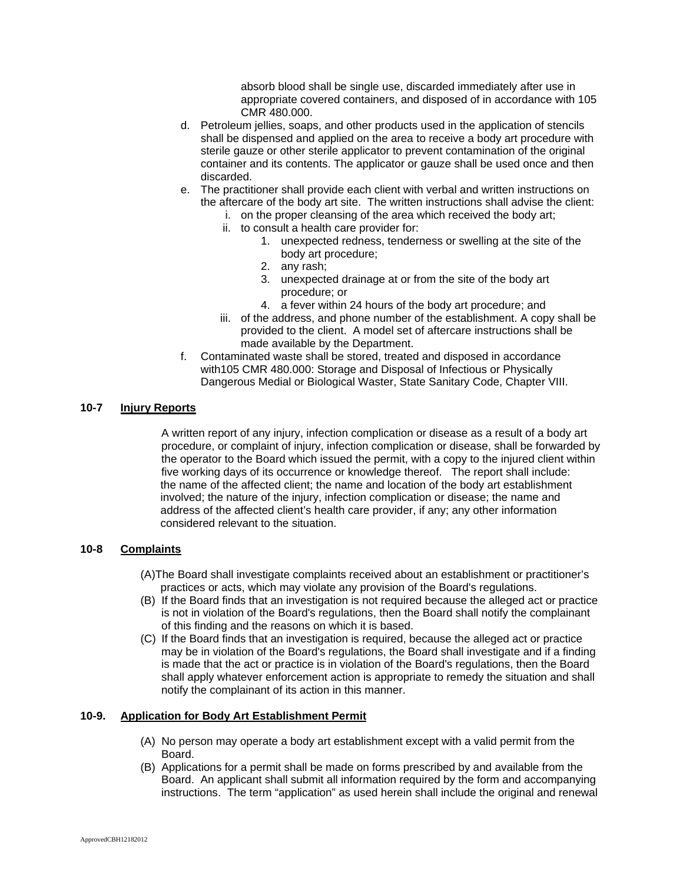absorb blood shall be single use, discarded immediately after use in appropriate covered containers, and disposed of in accordance with 105 CMR 480.000.

d. Petroleum jellies, soaps, and other products used in the application of stencils shall be dispensed and applied on the area to receive a body art procedure with sterile gauze or other sterile applicator to prevent contamination of the original container and its contents. The applicator or gauze shall be used once and then discarded.
e. The practitioner shall provide each client with verbal and written instructions on the aftercare of the body art site. The written instructions shall advise the client:
   i. on the proper cleansing of the area which received the body art;
   ii. to consult a health care provider for:
      1. unexpected redness, tenderness or swelling at the site of the body art procedure;
      2. any rash;
      3. unexpected drainage at or from the site of the body art procedure; or
      4. a fever within 24 hours of the body art procedure; and
   iii. of the address, and phone number of the establishment. A copy shall be provided to the client. A model set of aftercare instructions shall be made available by the Department.
f. Contaminated waste shall be stored, treated and disposed in accordance with105 CMR 480.000: Storage and Disposal of Infectious or Physically Dangerous Medial or Biological Waster, State Sanitary Code, Chapter VIII.

## 10-7 Injury Reports

A written report of any injury, infection complication or disease as a result of a body art procedure, or complaint of injury, infection complication or disease, shall be forwarded by the operator to the Board which issued the permit, with a copy to the injured client within five working days of its occurrence or knowledge thereof. The report shall include: the name of the affected client; the name and location of the body art establishment involved; the nature of the injury, infection complication or disease; the name and address of the affected client's health care provider, if any; any other information considered relevant to the situation.

## 10-8 Complaints

(A)The Board shall investigate complaints received about an establishment or practitioner's practices or acts, which may violate any provision of the Board's regulations.

(B) If the Board finds that an investigation is not required because the alleged act or practice is not in violation of the Board's regulations, then the Board shall notify the complainant of this finding and the reasons on which it is based.

(C) If the Board finds that an investigation is required, because the alleged act or practice may be in violation of the Board's regulations, the Board shall investigate and if a finding is made that the act or practice is in violation of the Board's regulations, then the Board shall apply whatever enforcement action is appropriate to remedy the situation and shall notify the complainant of its action in this manner.

## 10-9. Application for Body Art Establishment Permit

(A) No person may operate a body art establishment except with a valid permit from the Board.

(B) Applications for a permit shall be made on forms prescribed by and available from the Board. An applicant shall submit all information required by the form and accompanying instructions. The term "application" as used herein shall include the original and renewal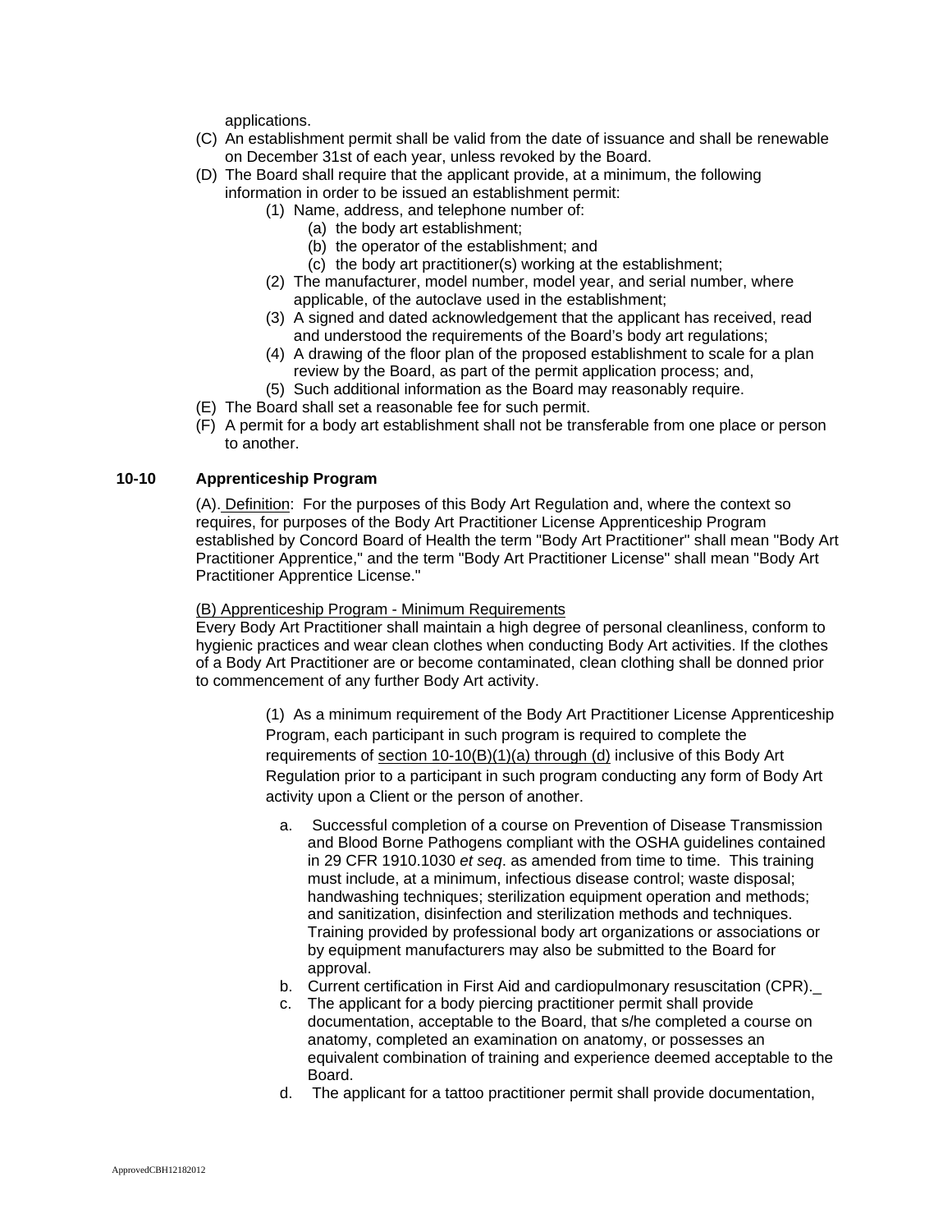applications.

(C) An establishment permit shall be valid from the date of issuance and shall be renewable on December 31st of each year, unless revoked by the Board.

(D) The Board shall require that the applicant provide, at a minimum, the following information in order to be issued an establishment permit:

(1) Name, address, and telephone number of:

(a) the body art establishment;

(b) the operator of the establishment; and

(c) the body art practitioner(s) working at the establishment;

(2) The manufacturer, model number, model year, and serial number, where applicable, of the autoclave used in the establishment;

(3) A signed and dated acknowledgement that the applicant has received, read and understood the requirements of the Board's body art regulations;

(4) A drawing of the floor plan of the proposed establishment to scale for a plan review by the Board, as part of the permit application process; and,

(5) Such additional information as the Board may reasonably require.

(E) The Board shall set a reasonable fee for such permit.

(F) A permit for a body art establishment shall not be transferable from one place or person to another.

## 10-10 Apprenticeship Program

(A). Definition: For the purposes of this Body Art Regulation and, where the context so requires, for purposes of the Body Art Practitioner License Apprenticeship Program established by Concord Board of Health the term "Body Art Practitioner" shall mean "Body Art Practitioner Apprentice," and the term "Body Art Practitioner License" shall mean "Body Art Practitioner Apprentice License."

(B) Apprenticeship Program - Minimum Requirements

Every Body Art Practitioner shall maintain a high degree of personal cleanliness, conform to hygienic practices and wear clean clothes when conducting Body Art activities. If the clothes of a Body Art Practitioner are or become contaminated, clean clothing shall be donned prior to commencement of any further Body Art activity.

(1) As a minimum requirement of the Body Art Practitioner License Apprenticeship Program, each participant in such program is required to complete the requirements of section 10-10(B)(1)(a) through (d) inclusive of this Body Art Regulation prior to a participant in such program conducting any form of Body Art activity upon a Client or the person of another.

a. Successful completion of a course on Prevention of Disease Transmission and Blood Borne Pathogens compliant with the OSHA guidelines contained in 29 CFR 1910.1030 *et seq*. as amended from time to time. This training must include, at a minimum, infectious disease control; waste disposal; handwashing techniques; sterilization equipment operation and methods; and sanitization, disinfection and sterilization methods and techniques. Training provided by professional body art organizations or associations or by equipment manufacturers may also be submitted to the Board for approval.

b. Current certification in First Aid and cardiopulmonary resuscitation (CPR).\_

c. The applicant for a body piercing practitioner permit shall provide documentation, acceptable to the Board, that s/he completed a course on anatomy, completed an examination on anatomy, or possesses an equivalent combination of training and experience deemed acceptable to the Board.

d. The applicant for a tattoo practitioner permit shall provide documentation,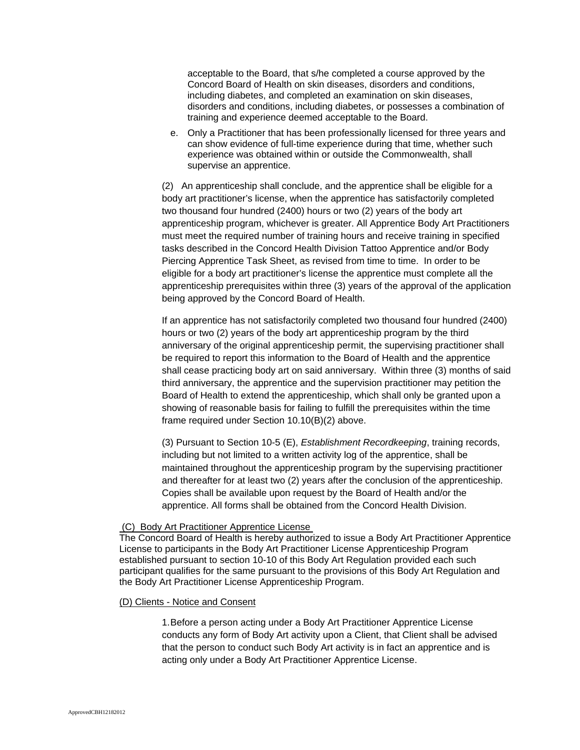acceptable to the Board, that s/he completed a course approved by the Concord Board of Health on skin diseases, disorders and conditions, including diabetes, and completed an examination on skin diseases, disorders and conditions, including diabetes, or possesses a combination of training and experience deemed acceptable to the Board.

e. Only a Practitioner that has been professionally licensed for three years and can show evidence of full-time experience during that time, whether such experience was obtained within or outside the Commonwealth, shall supervise an apprentice.

(2) An apprenticeship shall conclude, and the apprentice shall be eligible for a body art practitioner's license, when the apprentice has satisfactorily completed two thousand four hundred (2400) hours or two (2) years of the body art apprenticeship program, whichever is greater. All Apprentice Body Art Practitioners must meet the required number of training hours and receive training in specified tasks described in the Concord Health Division Tattoo Apprentice and/or Body Piercing Apprentice Task Sheet, as revised from time to time. In order to be eligible for a body art practitioner's license the apprentice must complete all the apprenticeship prerequisites within three (3) years of the approval of the application being approved by the Concord Board of Health.

If an apprentice has not satisfactorily completed two thousand four hundred (2400) hours or two (2) years of the body art apprenticeship program by the third anniversary of the original apprenticeship permit, the supervising practitioner shall be required to report this information to the Board of Health and the apprentice shall cease practicing body art on said anniversary. Within three (3) months of said third anniversary, the apprentice and the supervision practitioner may petition the Board of Health to extend the apprenticeship, which shall only be granted upon a showing of reasonable basis for failing to fulfill the prerequisites within the time frame required under Section 10.10(B)(2) above.

(3) Pursuant to Section 10-5 (E), *Establishment Recordkeeping*, training records, including but not limited to a written activity log of the apprentice, shall be maintained throughout the apprenticeship program by the supervising practitioner and thereafter for at least two (2) years after the conclusion of the apprenticeship. Copies shall be available upon request by the Board of Health and/or the apprentice. All forms shall be obtained from the Concord Health Division.

(C) Body Art Practitioner Apprentice License

The Concord Board of Health is hereby authorized to issue a Body Art Practitioner Apprentice License to participants in the Body Art Practitioner License Apprenticeship Program established pursuant to section 10-10 of this Body Art Regulation provided each such participant qualifies for the same pursuant to the provisions of this Body Art Regulation and the Body Art Practitioner License Apprenticeship Program.

(D) Clients - Notice and Consent

1. Before a person acting under a Body Art Practitioner Apprentice License conducts any form of Body Art activity upon a Client, that Client shall be advised that the person to conduct such Body Art activity is in fact an apprentice and is acting only under a Body Art Practitioner Apprentice License.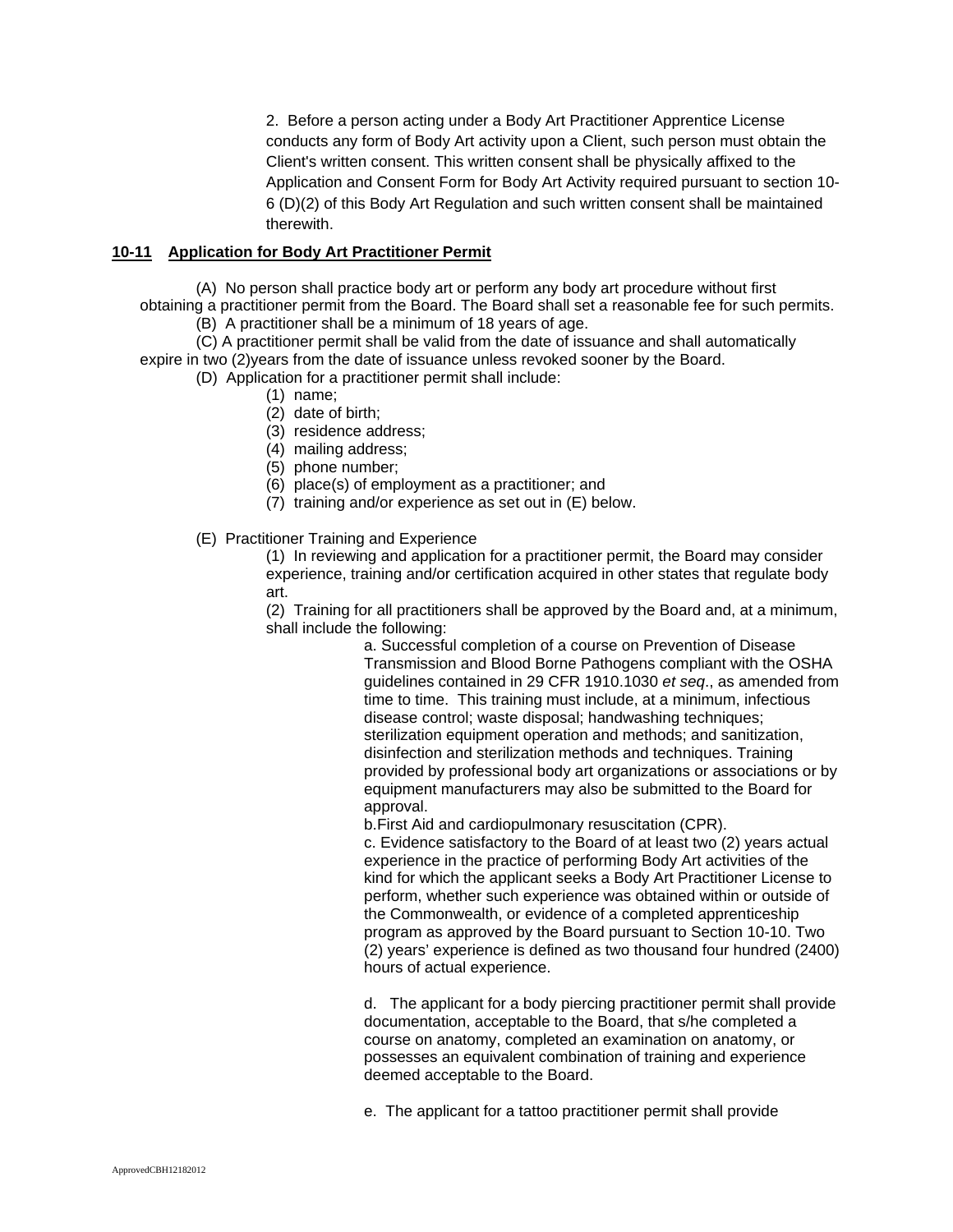2. Before a person acting under a Body Art Practitioner Apprentice License conducts any form of Body Art activity upon a Client, such person must obtain the Client's written consent. This written consent shall be physically affixed to the Application and Consent Form for Body Art Activity required pursuant to section 10-6 (D)(2) of this Body Art Regulation and such written consent shall be maintained therewith.

## **10-11 Application for Body Art Practitioner Permit**

(A) No person shall practice body art or perform any body art procedure without first obtaining a practitioner permit from the Board. The Board shall set a reasonable fee for such permits.

(B) A practitioner shall be a minimum of 18 years of age.

(C) A practitioner permit shall be valid from the date of issuance and shall automatically expire in two (2)years from the date of issuance unless revoked sooner by the Board.

(D) Application for a practitioner permit shall include:

(1) name;
(2) date of birth;
(3) residence address;
(4) mailing address;
(5) phone number;
(6) place(s) of employment as a practitioner; and
(7) training and/or experience as set out in (E) below.

(E) Practitioner Training and Experience

(1) In reviewing and application for a practitioner permit, the Board may consider experience, training and/or certification acquired in other states that regulate body art.

(2) Training for all practitioners shall be approved by the Board and, at a minimum, shall include the following:

a. Successful completion of a course on Prevention of Disease Transmission and Blood Borne Pathogens compliant with the OSHA guidelines contained in 29 CFR 1910.1030 *et seq*., as amended from time to time. This training must include, at a minimum, infectious disease control; waste disposal; handwashing techniques; sterilization equipment operation and methods; and sanitization, disinfection and sterilization methods and techniques. Training provided by professional body art organizations or associations or by equipment manufacturers may also be submitted to the Board for approval.

b.First Aid and cardiopulmonary resuscitation (CPR).

c. Evidence satisfactory to the Board of at least two (2) years actual experience in the practice of performing Body Art activities of the kind for which the applicant seeks a Body Art Practitioner License to perform, whether such experience was obtained within or outside of the Commonwealth, or evidence of a completed apprenticeship program as approved by the Board pursuant to Section 10-10. Two (2) years' experience is defined as two thousand four hundred (2400) hours of actual experience.

d. The applicant for a body piercing practitioner permit shall provide documentation, acceptable to the Board, that s/he completed a course on anatomy, completed an examination on anatomy, or possesses an equivalent combination of training and experience deemed acceptable to the Board.

e. The applicant for a tattoo practitioner permit shall provide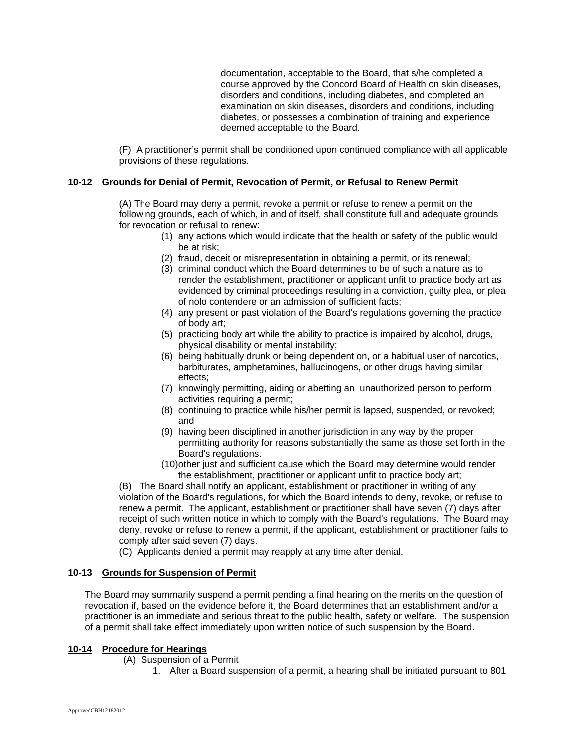documentation, acceptable to the Board, that s/he completed a course approved by the Concord Board of Health on skin diseases, disorders and conditions, including diabetes, and completed an examination on skin diseases, disorders and conditions, including diabetes, or possesses a combination of training and experience deemed acceptable to the Board.

(F) A practitioner's permit shall be conditioned upon continued compliance with all applicable provisions of these regulations.

**10-12 Grounds for Denial of Permit, Revocation of Permit, or Refusal to Renew Permit**

(A) The Board may deny a permit, revoke a permit or refuse to renew a permit on the following grounds, each of which, in and of itself, shall constitute full and adequate grounds for revocation or refusal to renew:

(1) any actions which would indicate that the health or safety of the public would be at risk;
(2) fraud, deceit or misrepresentation in obtaining a permit, or its renewal;
(3) criminal conduct which the Board determines to be of such a nature as to render the establishment, practitioner or applicant unfit to practice body art as evidenced by criminal proceedings resulting in a conviction, guilty plea, or plea of nolo contendere or an admission of sufficient facts;
(4) any present or past violation of the Board's regulations governing the practice of body art;
(5) practicing body art while the ability to practice is impaired by alcohol, drugs, physical disability or mental instability;
(6) being habitually drunk or being dependent on, or a habitual user of narcotics, barbiturates, amphetamines, hallucinogens, or other drugs having similar effects;
(7) knowingly permitting, aiding or abetting an unauthorized person to perform activities requiring a permit;
(8) continuing to practice while his/her permit is lapsed, suspended, or revoked; and
(9) having been disciplined in another jurisdiction in any way by the proper permitting authority for reasons substantially the same as those set forth in the Board's regulations.
(10) other just and sufficient cause which the Board may determine would render the establishment, practitioner or applicant unfit to practice body art;

(B) The Board shall notify an applicant, establishment or practitioner in writing of any violation of the Board's regulations, for which the Board intends to deny, revoke, or refuse to renew a permit. The applicant, establishment or practitioner shall have seven (7) days after receipt of such written notice in which to comply with the Board's regulations. The Board may deny, revoke or refuse to renew a permit, if the applicant, establishment or practitioner fails to comply after said seven (7) days.

(C) Applicants denied a permit may reapply at any time after denial.

**10-13 Grounds for Suspension of Permit**

The Board may summarily suspend a permit pending a final hearing on the merits on the question of revocation if, based on the evidence before it, the Board determines that an establishment and/or a practitioner is an immediate and serious threat to the public health, safety or welfare. The suspension of a permit shall take effect immediately upon written notice of such suspension by the Board.

**10-14 Procedure for Hearings**

(A) Suspension of a Permit

1. After a Board suspension of a permit, a hearing shall be initiated pursuant to 801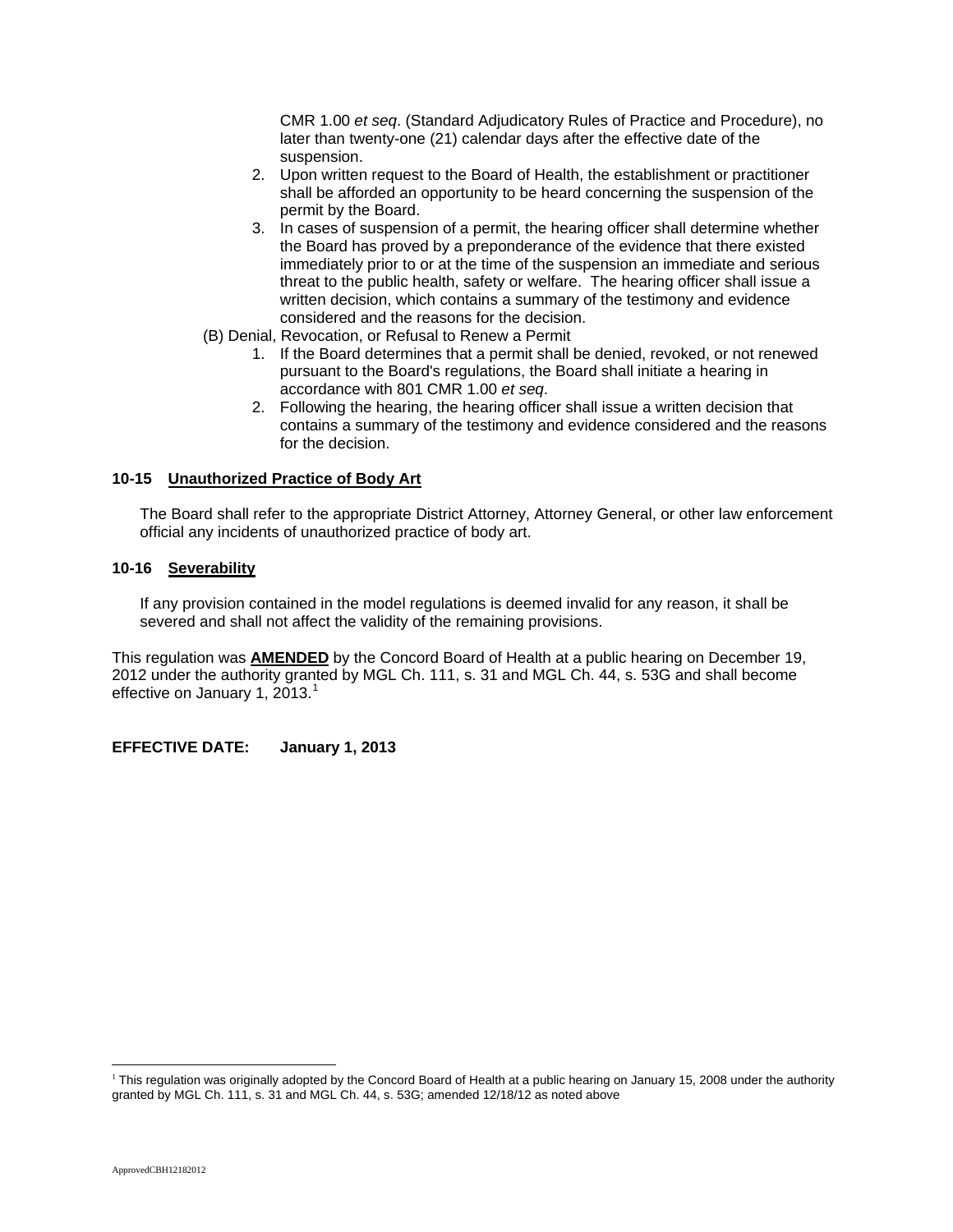CMR 1.00 *et seq*. (Standard Adjudicatory Rules of Practice and Procedure), no later than twenty-one (21) calendar days after the effective date of the suspension.

2. Upon written request to the Board of Health, the establishment or practitioner shall be afforded an opportunity to be heard concerning the suspension of the permit by the Board.
3. In cases of suspension of a permit, the hearing officer shall determine whether the Board has proved by a preponderance of the evidence that there existed immediately prior to or at the time of the suspension an immediate and serious threat to the public health, safety or welfare. The hearing officer shall issue a written decision, which contains a summary of the testimony and evidence considered and the reasons for the decision.

(B) Denial, Revocation, or Refusal to Renew a Permit

1. If the Board determines that a permit shall be denied, revoked, or not renewed pursuant to the Board's regulations, the Board shall initiate a hearing in accordance with 801 CMR 1.00 *et seq*.
2. Following the hearing, the hearing officer shall issue a written decision that contains a summary of the testimony and evidence considered and the reasons for the decision.

### 10-15 Unauthorized Practice of Body Art

The Board shall refer to the appropriate District Attorney, Attorney General, or other law enforcement official any incidents of unauthorized practice of body art.

### 10-16 Severability

If any provision contained in the model regulations is deemed invalid for any reason, it shall be severed and shall not affect the validity of the remaining provisions.

This regulation was **AMENDED** by the Concord Board of Health at a public hearing on December 19, 2012 under the authority granted by MGL Ch. 111, s. 31 and MGL Ch. 44, s. 53G and shall become effective on January 1, 2013.[1]

**EFFECTIVE DATE: January 1, 2013**

[1] This regulation was originally adopted by the Concord Board of Health at a public hearing on January 15, 2008 under the authority granted by MGL Ch. 111, s. 31 and MGL Ch. 44, s. 53G; amended 12/18/12 as noted above

ApprovedCBH12182012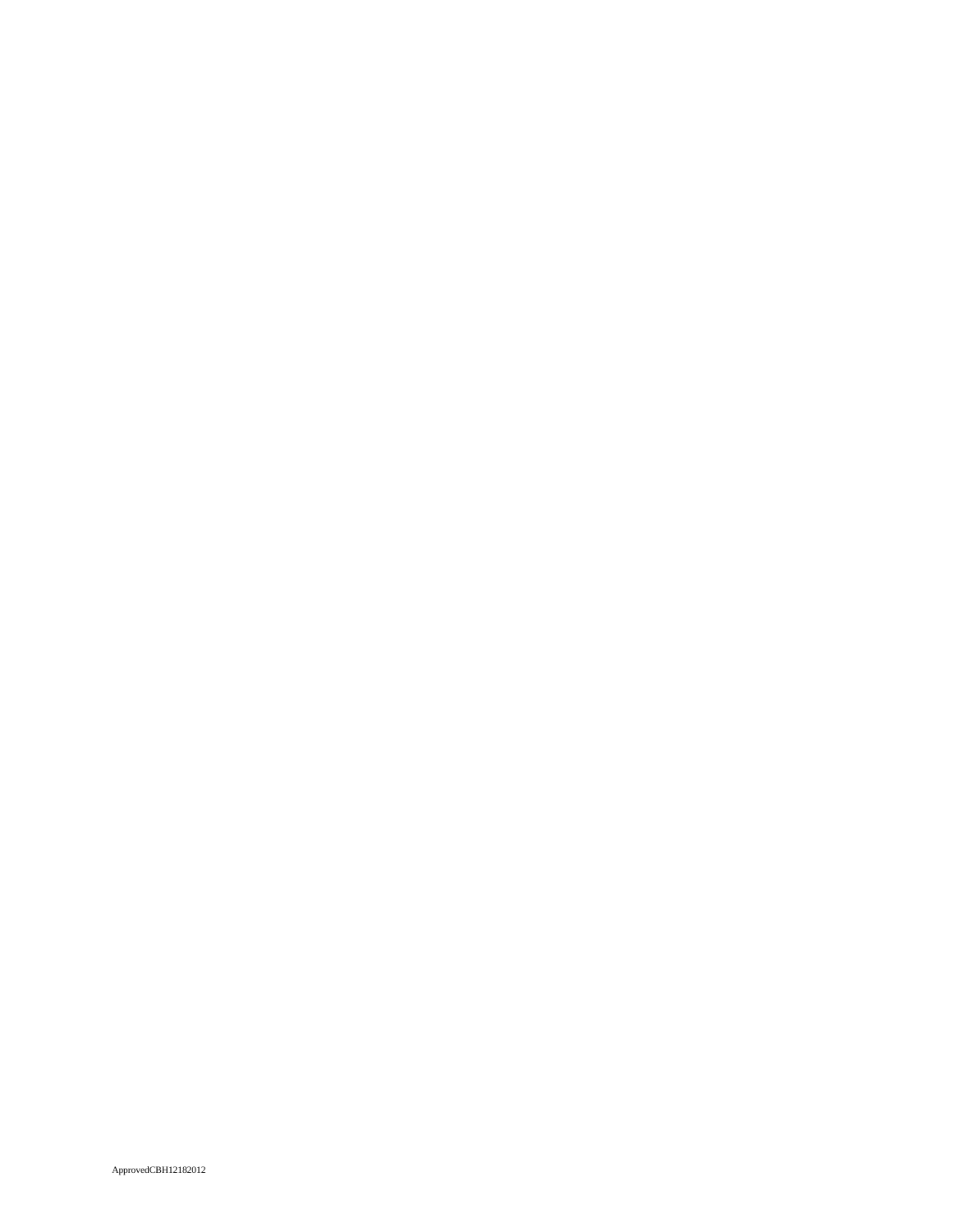ApprovedCBH12182012